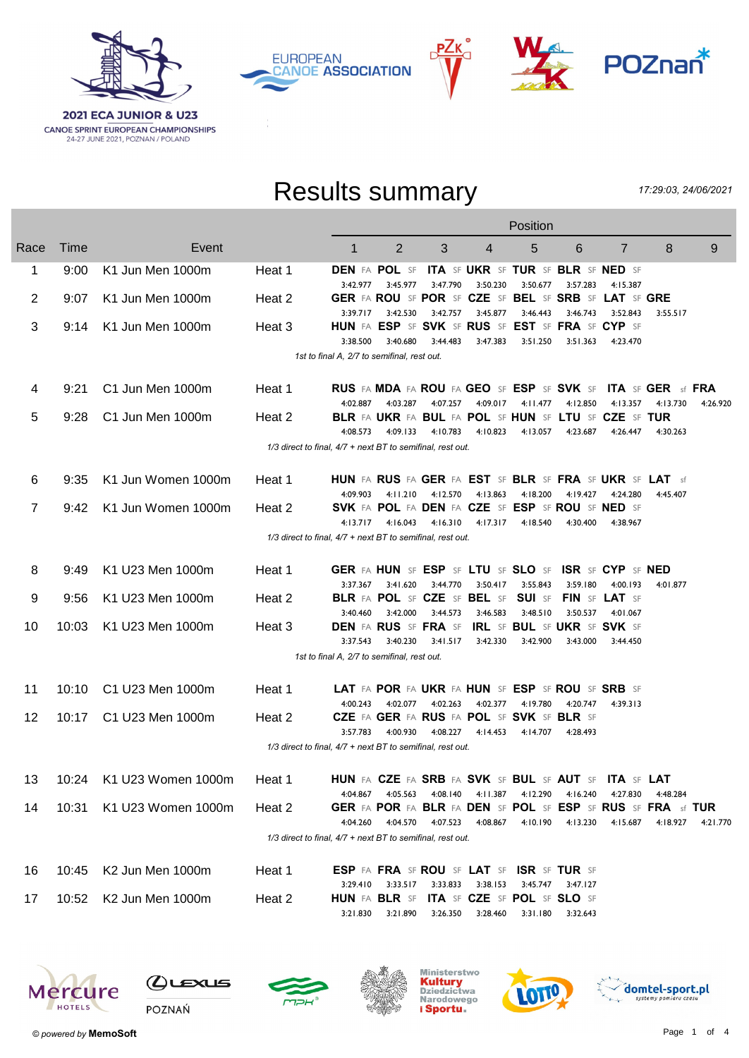**2021 ECA JUNIOR & U23**
CANOE SPRINT EUROPEAN CHAMPIONSHIPS
24-27 JUNE 2021, POZNAN / POLAND

# Results summary

*17:29:03, 24/06/2021*

| Race | Time | Event | | 1 | 2 | 3 | 4 | 5 | 6 | 7 | 8 | 9 |
|---|---|---|---|---|---|---|---|---|---|---|---|---|
| 1 | 9:00 | K1 Jun Men 1000m | Heat 1 | **DEN** FA 3:42.977 | **POL** SF 3:45.977 | **ITA** SF 3:47.790 | **UKR** SF 3:50.230 | **TUR** SF 3:50.677 | **BLR** SF 3:57.283 | **NED** SF 4:15.387 | | |
| 2 | 9:07 | K1 Jun Men 1000m | Heat 2 | **GER** FA 3:39.717 | **ROU** SF 3:42.530 | **POR** SF 3:42.757 | **CZE** SF 3:45.877 | **BEL** SF 3:46.443 | **SRB** SF 3:46.743 | **LAT** SF 3:52.843 | **GRE** 3:55.517 | |
| 3 | 9:14 | K1 Jun Men 1000m | Heat 3 | **HUN** FA 3:38.500 | **ESP** SF 3:40.680 | **SVK** SF 3:44.483 | **RUS** SF 3:47.383 | **EST** SF 3:51.250 | **FRA** SF 3:51.363 | **CYP** SF 4:23.470 | | |
| | | | | *1st to final A, 2/7 to semifinal, rest out.* | | | | | | | | |
| 4 | 9:21 | C1 Jun Men 1000m | Heat 1 | **RUS** FA 4:02.887 | **MDA** FA 4:03.287 | **ROU** FA 4:07.257 | **GEO** SF 4:09.017 | **ESP** SF 4:11.477 | **SVK** SF 4:12.850 | **ITA** SF 4:13.357 | **GER** sf 4:13.730 | **FRA** 4:26.920 |
| 5 | 9:28 | C1 Jun Men 1000m | Heat 2 | **BLR** FA 4:08.573 | **UKR** FA 4:09.133 | **BUL** FA 4:10.783 | **POL** SF 4:10.823 | **HUN** SF 4:13.057 | **LTU** SF 4:23.687 | **CZE** SF 4:26.447 | **TUR** 4:30.263 | |
| | | | | *1/3 direct to final, 4/7 + next BT to semifinal, rest out.* | | | | | | | | |
| 6 | 9:35 | K1 Jun Women 1000m | Heat 1 | **HUN** FA 4:09.903 | **RUS** FA 4:11.210 | **GER** FA 4:12.570 | **EST** SF 4:13.863 | **BLR** SF 4:18.200 | **FRA** SF 4:19.427 | **UKR** SF 4:24.280 | **LAT** sf 4:45.407 | |
| 7 | 9:42 | K1 Jun Women 1000m | Heat 2 | **SVK** FA 4:13.717 | **POL** FA 4:16.043 | **DEN** FA 4:16.310 | **CZE** SF 4:17.317 | **ESP** SF 4:18.540 | **ROU** SF 4:30.400 | **NED** SF 4:38.967 | | |
| | | | | *1/3 direct to final, 4/7 + next BT to semifinal, rest out.* | | | | | | | | |
| 8 | 9:49 | K1 U23 Men 1000m | Heat 1 | **GER** FA 3:37.367 | **HUN** SF 3:41.620 | **ESP** SF 3:44.770 | **LTU** SF 3:50.417 | **SLO** SF 3:55.843 | **ISR** SF 3:59.180 | **CYP** SF 4:00.193 | **NED** 4:01.877 | |
| 9 | 9:56 | K1 U23 Men 1000m | Heat 2 | **BLR** FA 3:40.460 | **POL** SF 3:42.000 | **CZE** SF 3:44.573 | **BEL** SF 3:46.583 | **SUI** SF 3:48.510 | **FIN** SF 3:50.537 | **LAT** SF 4:01.067 | | |
| 10 | 10:03 | K1 U23 Men 1000m | Heat 3 | **DEN** FA 3:37.543 | **RUS** SF 3:40.230 | **FRA** SF 3:41.517 | **IRL** SF 3:42.330 | **BUL** SF 3:42.900 | **UKR** SF 3:43.000 | **SVK** SF 3:44.450 | | |
| | | | | *1st to final A, 2/7 to semifinal, rest out.* | | | | | | | | |
| 11 | 10:10 | C1 U23 Men 1000m | Heat 1 | **LAT** FA 4:00.243 | **POR** FA 4:02.077 | **UKR** FA 4:02.263 | **HUN** SF 4:02.377 | **ESP** SF 4:19.780 | **ROU** SF 4:20.747 | **SRB** SF 4:39.313 | | |
| 12 | 10:17 | C1 U23 Men 1000m | Heat 2 | **CZE** FA 3:57.783 | **GER** FA 4:00.930 | **RUS** FA 4:08.227 | **POL** SF 4:14.453 | **SVK** SF 4:14.707 | **BLR** SF 4:28.493 | | | |
| | | | | *1/3 direct to final, 4/7 + next BT to semifinal, rest out.* | | | | | | | | |
| 13 | 10:24 | K1 U23 Women 1000m | Heat 1 | **HUN** FA 4:04.867 | **CZE** FA 4:05.563 | **SRB** FA 4:08.140 | **SVK** SF 4:11.387 | **BUL** SF 4:12.290 | **AUT** SF 4:16.240 | **ITA** SF 4:27.830 | **LAT** 4:48.284 | |
| 14 | 10:31 | K1 U23 Women 1000m | Heat 2 | **GER** FA 4:04.260 | **POR** FA 4:04.570 | **BLR** FA 4:07.523 | **DEN** SF 4:08.867 | **POL** SF 4:10.190 | **ESP** SF 4:13.230 | **RUS** SF 4:15.687 | **FRA** sf 4:18.927 | **TUR** 4:21.770 |
| | | | | *1/3 direct to final, 4/7 + next BT to semifinal, rest out.* | | | | | | | | |
| 16 | 10:45 | K2 Jun Men 1000m | Heat 1 | **ESP** FA 3:29.410 | **FRA** SF 3:33.517 | **ROU** SF 3:33.833 | **LAT** SF 3:38.153 | **ISR** SF 3:45.747 | **TUR** SF 3:47.127 | | | |
| 17 | 10:52 | K2 Jun Men 1000m | Heat 2 | **HUN** FA 3:21.830 | **BLR** SF 3:21.890 | **ITA** SF 3:26.350 | **CZE** SF 3:28.460 | **POL** SF 3:31.180 | **SLO** SF 3:32.643 | | | |

© powered by **MemoSoft**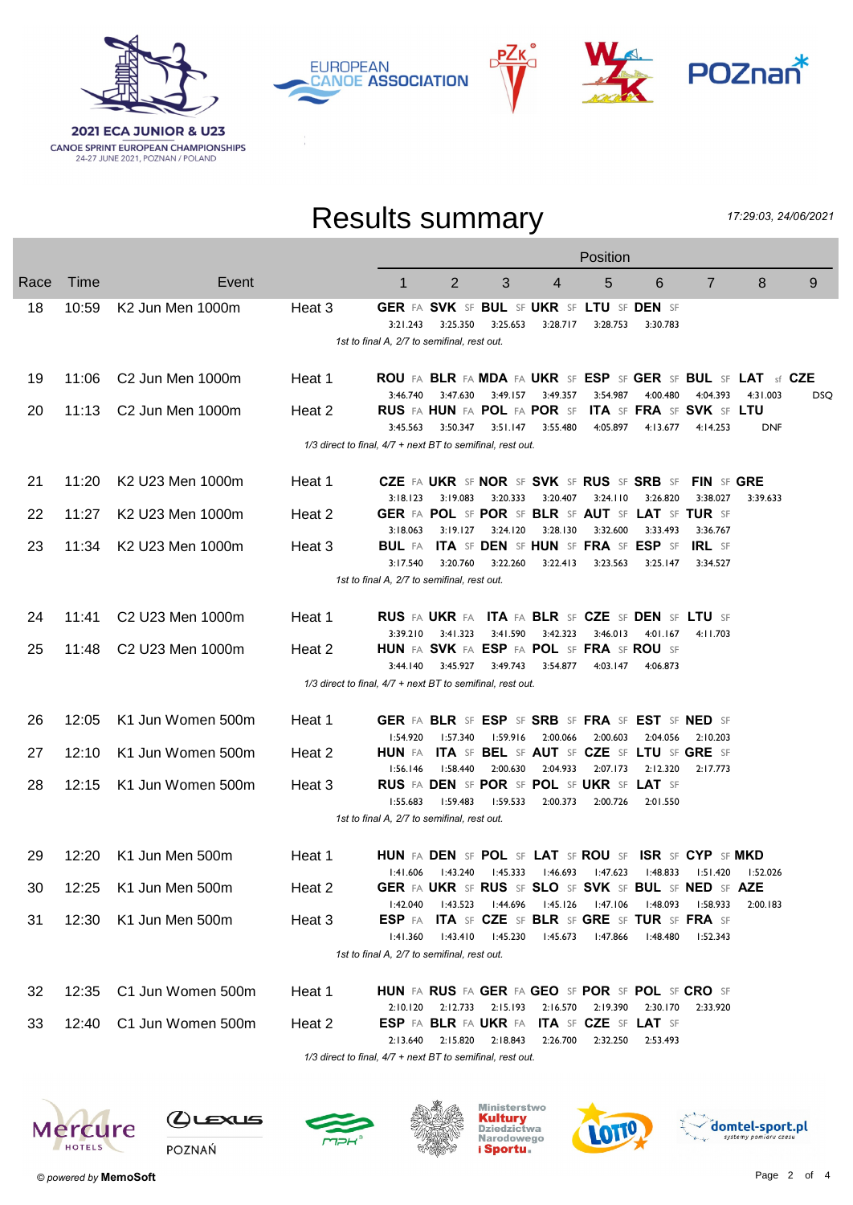2021 ECA JUNIOR & U23 CANOE SPRINT EUROPEAN CHAMPIONSHIPS
24-27 JUNE 2021, POZNAN / POLAND

# Results summary

*17:29:03, 24/06/2021*

| Race | Time | Event | | 1 | 2 | 3 | 4 | 5 | 6 | 7 | 8 | 9 |
|---|---|---|---|---|---|---|---|---|---|---|---|---|
| 18 | 10:59 | K2 Jun Men 1000m | Heat 3 | **GER** FA<br>3:21.243 | **SVK** SF<br>3:25.350 | **BUL** SF<br>3:25.653 | **UKR** SF<br>3:28.717 | **LTU** SF<br>3:28.753 | **DEN** SF<br>3:30.783 | | | |
| | | *1st to final A, 2/7 to semifinal, rest out.* | | | | | | | | | | |
| 19 | 11:06 | C2 Jun Men 1000m | Heat 1 | **ROU** FA<br>3:46.740 | **BLR** FA<br>3:47.630 | **MDA** FA<br>3:49.157 | **UKR** SF<br>3:49.357 | **ESP** SF<br>3:54.987 | **GER** SF<br>4:00.480 | **BUL** SF<br>4:04.393 | **LAT** sf<br>4:31.003 | **CZE**<br>DSQ |
| 20 | 11:13 | C2 Jun Men 1000m | Heat 2 | **RUS** FA<br>3:45.563 | **HUN** FA<br>3:50.347 | **POL** FA<br>3:51.147 | **POR** SF<br>3:55.480 | **ITA** SF<br>4:05.897 | **FRA** SF<br>4:13.677 | **SVK** SF<br>4:14.253 | **LTU**<br>DNF | |
| | | *1/3 direct to final, 4/7 + next BT to semifinal, rest out.* | | | | | | | | | | |
| 21 | 11:20 | K2 U23 Men 1000m | Heat 1 | **CZE** FA<br>3:18.123 | **UKR** SF<br>3:19.083 | **NOR** SF<br>3:20.333 | **SVK** SF<br>3:20.407 | **RUS** SF<br>3:24.110 | **SRB** SF<br>3:26.820 | **FIN** SF<br>3:38.027 | **GRE**<br>3:39.633 | |
| 22 | 11:27 | K2 U23 Men 1000m | Heat 2 | **GER** FA<br>3:18.063 | **POL** SF<br>3:19.127 | **POR** SF<br>3:24.120 | **BLR** SF<br>3:28.130 | **AUT** SF<br>3:32.600 | **LAT** SF<br>3:33.493 | **TUR** SF<br>3:36.767 | | |
| 23 | 11:34 | K2 U23 Men 1000m | Heat 3 | **BUL** FA<br>3:17.540 | **ITA** SF<br>3:20.760 | **DEN** SF<br>3:22.260 | **HUN** SF<br>3:22.413 | **FRA** SF<br>3:23.563 | **ESP** SF<br>3:25.147 | **IRL** SF<br>3:34.527 | | |
| | | *1st to final A, 2/7 to semifinal, rest out.* | | | | | | | | | | |
| 24 | 11:41 | C2 U23 Men 1000m | Heat 1 | **RUS** FA<br>3:39.210 | **UKR** FA<br>3:41.323 | **ITA** FA<br>3:41.590 | **BLR** SF<br>3:42.323 | **CZE** SF<br>3:46.013 | **DEN** SF<br>4:01.167 | **LTU** SF<br>4:11.703 | | |
| 25 | 11:48 | C2 U23 Men 1000m | Heat 2 | **HUN** FA<br>3:44.140 | **SVK** FA<br>3:45.927 | **ESP** FA<br>3:49.743 | **POL** SF<br>3:54.877 | **FRA** SF<br>4:03.147 | **ROU** SF<br>4:06.873 | | | |
| | | *1/3 direct to final, 4/7 + next BT to semifinal, rest out.* | | | | | | | | | | |
| 26 | 12:05 | K1 Jun Women 500m | Heat 1 | **GER** FA<br>1:54.920 | **BLR** SF<br>1:57.340 | **ESP** SF<br>1:59.916 | **SRB** SF<br>2:00.066 | **FRA** SF<br>2:00.603 | **EST** SF<br>2:04.056 | **NED** SF<br>2:10.203 | | |
| 27 | 12:10 | K1 Jun Women 500m | Heat 2 | **HUN** FA<br>1:56.146 | **ITA** SF<br>1:58.440 | **BEL** SF<br>2:00.630 | **AUT** SF<br>2:04.933 | **CZE** SF<br>2:07.173 | **LTU** SF<br>2:12.320 | **GRE** SF<br>2:17.773 | | |
| 28 | 12:15 | K1 Jun Women 500m | Heat 3 | **RUS** FA<br>1:55.683 | **DEN** SF<br>1:59.483 | **POR** SF<br>1:59.533 | **POL** SF<br>2:00.373 | **UKR** SF<br>2:00.726 | **LAT** SF<br>2:01.550 | | | |
| | | *1st to final A, 2/7 to semifinal, rest out.* | | | | | | | | | | |
| 29 | 12:20 | K1 Jun Men 500m | Heat 1 | **HUN** FA<br>1:41.606 | **DEN** SF<br>1:43.240 | **POL** SF<br>1:45.333 | **LAT** SF<br>1:46.693 | **ROU** SF<br>1:47.623 | **ISR** SF<br>1:48.833 | **CYP** SF<br>1:51.420 | **MKD**<br>1:52.026 | |
| 30 | 12:25 | K1 Jun Men 500m | Heat 2 | **GER** FA<br>1:42.040 | **UKR** SF<br>1:43.523 | **RUS** SF<br>1:44.696 | **SLO** SF<br>1:45.126 | **SVK** SF<br>1:47.106 | **BUL** SF<br>1:48.093 | **NED** SF<br>1:58.933 | **AZE**<br>2:00.183 | |
| 31 | 12:30 | K1 Jun Men 500m | Heat 3 | **ESP** FA<br>1:41.360 | **ITA** SF<br>1:43.410 | **CZE** SF<br>1:45.230 | **BLR** SF<br>1:45.673 | **GRE** SF<br>1:47.866 | **TUR** SF<br>1:48.480 | **FRA** SF<br>1:52.343 | | |
| | | *1st to final A, 2/7 to semifinal, rest out.* | | | | | | | | | | |
| 32 | 12:35 | C1 Jun Women 500m | Heat 1 | **HUN** FA<br>2:10.120 | **RUS** FA<br>2:12.733 | **GER** FA<br>2:15.193 | **GEO** SF<br>2:16.570 | **POR** SF<br>2:19.390 | **POL** SF<br>2:30.170 | **CRO** SF<br>2:33.920 | | |
| 33 | 12:40 | C1 Jun Women 500m | Heat 2 | **ESP** FA<br>2:13.640 | **BLR** FA<br>2:15.820 | **UKR** FA<br>2:18.843 | **ITA** SF<br>2:26.700 | **CZE** SF<br>2:32.250 | **LAT** SF<br>2:53.493 | | | |
| | | *1/3 direct to final, 4/7 + next BT to semifinal, rest out.* | | | | | | | | | | |

© powered by **MemoSoft**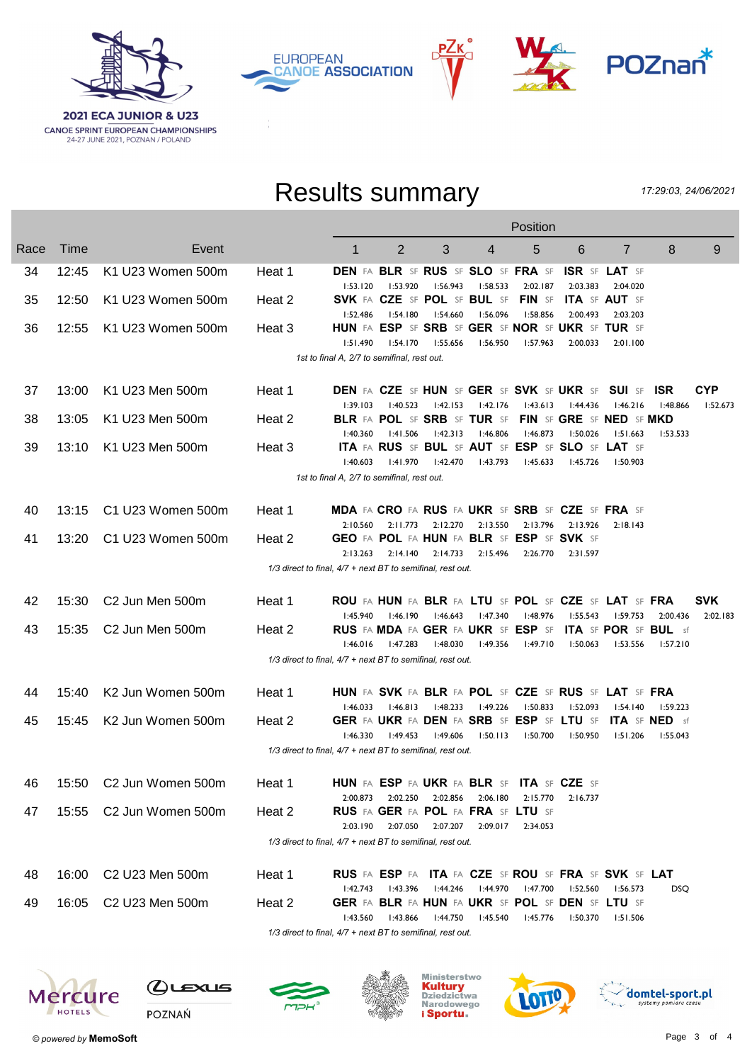2021 ECA JUNIOR & U23
CANOE SPRINT EUROPEAN CHAMPIONSHIPS
24-27 JUNE 2021, POZNAN / POLAND

# Results summary

17:29:03, 24/06/2021

| Race | Time | Event | | 1 | 2 | 3 | 4 | 5 | 6 | 7 | 8 | 9 |
|---|---|---|---|---|---|---|---|---|---|---|---|---|
| 34 | 12:45 | K1 U23 Women 500m | Heat 1 | **DEN** FA | **BLR** SF | **RUS** SF | **SLO** SF | **FRA** SF | **ISR** SF | **LAT** SF | | |
| | | | | 1:53.120 | 1:53.920 | 1:56.943 | 1:58.533 | 2:02.187 | 2:03.383 | 2:04.020 | | |
| 35 | 12:50 | K1 U23 Women 500m | Heat 2 | **SVK** FA | **CZE** SF | **POL** SF | **BUL** SF | **FIN** SF | **ITA** SF | **AUT** SF | | |
| | | | | 1:52.486 | 1:54.180 | 1:54.660 | 1:56.096 | 1:58.856 | 2:00.493 | 2:03.203 | | |
| 36 | 12:55 | K1 U23 Women 500m | Heat 3 | **HUN** FA | **ESP** SF | **SRB** SF | **GER** SF | **NOR** SF | **UKR** SF | **TUR** SF | | |
| | | | | 1:51.490 | 1:54.170 | 1:55.656 | 1:56.950 | 1:57.963 | 2:00.033 | 2:01.100 | | |
| | | | | *1st to final A, 2/7 to semifinal, rest out.* | | | | | | | | |
| 37 | 13:00 | K1 U23 Men 500m | Heat 1 | **DEN** FA | **CZE** SF | **HUN** SF | **GER** SF | **SVK** SF | **UKR** SF | **SUI** SF | **ISR** | **CYP** |
| | | | | 1:39.103 | 1:40.523 | 1:42.153 | 1:42.176 | 1:43.613 | 1:44.436 | 1:46.216 | 1:48.866 | 1:52.673 |
| 38 | 13:05 | K1 U23 Men 500m | Heat 2 | **BLR** FA | **POL** SF | **SRB** SF | **TUR** SF | **FIN** SF | **GRE** SF | **NED** SF | **MKD** | |
| | | | | 1:40.360 | 1:41.506 | 1:42.313 | 1:46.806 | 1:46.873 | 1:50.026 | 1:51.663 | 1:53.533 | |
| 39 | 13:10 | K1 U23 Men 500m | Heat 3 | **ITA** FA | **RUS** SF | **BUL** SF | **AUT** SF | **ESP** SF | **SLO** SF | **LAT** SF | | |
| | | | | 1:40.603 | 1:41.970 | 1:42.470 | 1:43.793 | 1:45.633 | 1:45.726 | 1:50.903 | | |
| | | | | *1st to final A, 2/7 to semifinal, rest out.* | | | | | | | | |
| 40 | 13:15 | C1 U23 Women 500m | Heat 1 | **MDA** FA | **CRO** FA | **RUS** FA | **UKR** SF | **SRB** SF | **CZE** SF | **FRA** SF | | |
| | | | | 2:10.560 | 2:11.773 | 2:12.270 | 2:13.550 | 2:13.796 | 2:13.926 | 2:18.143 | | |
| 41 | 13:20 | C1 U23 Women 500m | Heat 2 | **GEO** FA | **POL** FA | **HUN** FA | **BLR** SF | **ESP** SF | **SVK** SF | | | |
| | | | | 2:13.263 | 2:14.140 | 2:14.733 | 2:15.496 | 2:26.770 | 2:31.597 | | | |
| | | | | *1/3 direct to final, 4/7 + next BT to semifinal, rest out.* | | | | | | | | |
| 42 | 15:30 | C2 Jun Men 500m | Heat 1 | **ROU** FA | **HUN** FA | **BLR** FA | **LTU** SF | **POL** SF | **CZE** SF | **LAT** SF | **FRA** | **SVK** |
| | | | | 1:45.940 | 1:46.190 | 1:46.643 | 1:47.340 | 1:48.976 | 1:55.543 | 1:59.753 | 2:00.436 | 2:02.183 |
| 43 | 15:35 | C2 Jun Men 500m | Heat 2 | **RUS** FA | **MDA** FA | **GER** FA | **UKR** SF | **ESP** SF | **ITA** SF | **POR** SF | **BUL** sf | |
| | | | | 1:46.016 | 1:47.283 | 1:48.030 | 1:49.356 | 1:49.710 | 1:50.063 | 1:53.556 | 1:57.210 | |
| | | | | *1/3 direct to final, 4/7 + next BT to semifinal, rest out.* | | | | | | | | |
| 44 | 15:40 | K2 Jun Women 500m | Heat 1 | **HUN** FA | **SVK** FA | **BLR** FA | **POL** SF | **CZE** SF | **RUS** SF | **LAT** SF | **FRA** | |
| | | | | 1:46.033 | 1:46.813 | 1:48.233 | 1:49.226 | 1:50.833 | 1:52.093 | 1:54.140 | 1:59.223 | |
| 45 | 15:45 | K2 Jun Women 500m | Heat 2 | **GER** FA | **UKR** FA | **DEN** FA | **SRB** SF | **ESP** SF | **LTU** SF | **ITA** SF | **NED** sf | |
| | | | | 1:46.330 | 1:49.453 | 1:49.606 | 1:50.113 | 1:50.700 | 1:50.950 | 1:51.206 | 1:55.043 | |
| | | | | *1/3 direct to final, 4/7 + next BT to semifinal, rest out.* | | | | | | | | |
| 46 | 15:50 | C2 Jun Women 500m | Heat 1 | **HUN** FA | **ESP** FA | **UKR** FA | **BLR** SF | **ITA** SF | **CZE** SF | | | |
| | | | | 2:00.873 | 2:02.250 | 2:02.856 | 2:06.180 | 2:15.770 | 2:16.737 | | | |
| 47 | 15:55 | C2 Jun Women 500m | Heat 2 | **RUS** FA | **GER** FA | **POL** FA | **FRA** SF | **LTU** SF | | | | |
| | | | | 2:03.190 | 2:07.050 | 2:07.207 | 2:09.017 | 2:34.053 | | | | |
| | | | | *1/3 direct to final, 4/7 + next BT to semifinal, rest out.* | | | | | | | | |
| 48 | 16:00 | C2 U23 Men 500m | Heat 1 | **RUS** FA | **ESP** FA | **ITA** FA | **CZE** SF | **ROU** SF | **FRA** SF | **SVK** SF | **LAT** | |
| | | | | 1:42.743 | 1:43.396 | 1:44.246 | 1:44.970 | 1:47.700 | 1:52.560 | 1:56.573 | DSQ | |
| 49 | 16:05 | C2 U23 Men 500m | Heat 2 | **GER** FA | **BLR** FA | **HUN** FA | **UKR** SF | **POL** SF | **DEN** SF | **LTU** SF | | |
| | | | | 1:43.560 | 1:43.866 | 1:44.750 | 1:45.540 | 1:45.776 | 1:50.370 | 1:51.506 | | |
| | | | | *1/3 direct to final, 4/7 + next BT to semifinal, rest out.* | | | | | | | | |

© powered by **MemoSoft**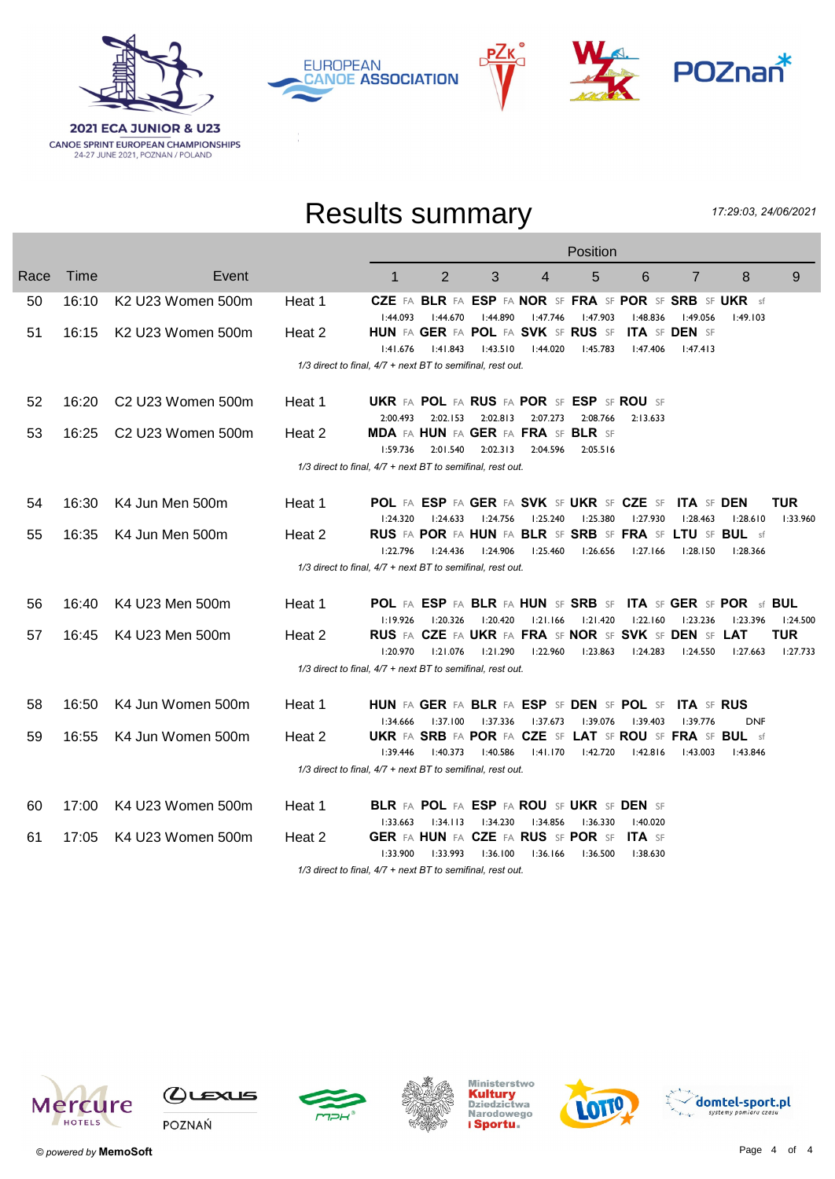2021 ECA JUNIOR & U23
CANOE SPRINT EUROPEAN CHAMPIONSHIPS
24-27 JUNE 2021, POZNAN / POLAND

# Results summary

*17:29:03, 24/06/2021*

| Race | Time | Event | | 1 | 2 | 3 | 4 | 5 | 6 | 7 | 8 | 9 |
|---|---|---|---|---|---|---|---|---|---|---|---|---|
| 50 | 16:10 | K2 U23 Women 500m | Heat 1 | **CZE** FA | **BLR** FA | **ESP** FA | **NOR** SF | **FRA** SF | **POR** SF | **SRB** SF | **UKR** sf | |
| | | | | 1:44.093 | 1:44.670 | 1:44.890 | 1:47.746 | 1:47.903 | 1:48.836 | 1:49.056 | 1:49.103 | |
| 51 | 16:15 | K2 U23 Women 500m | Heat 2 | **HUN** FA | **GER** FA | **POL** FA | **SVK** SF | **RUS** SF | **ITA** SF | **DEN** SF | | |
| | | | | 1:41.676 | 1:41.843 | 1:43.510 | 1:44.020 | 1:45.783 | 1:47.406 | 1:47.413 | | |
| | | | *1/3 direct to final, 4/7 + next BT to semifinal, rest out.* | | | | | | | | | |
| 52 | 16:20 | C2 U23 Women 500m | Heat 1 | **UKR** FA | **POL** FA | **RUS** FA | **POR** SF | **ESP** SF | **ROU** SF | | | |
| | | | | 2:00.493 | 2:02.153 | 2:02.813 | 2:07.273 | 2:08.766 | 2:13.633 | | | |
| 53 | 16:25 | C2 U23 Women 500m | Heat 2 | **MDA** FA | **HUN** FA | **GER** FA | **FRA** SF | **BLR** SF | | | | |
| | | | | 1:59.736 | 2:01.540 | 2:02.313 | 2:04.596 | 2:05.516 | | | | |
| | | | *1/3 direct to final, 4/7 + next BT to semifinal, rest out.* | | | | | | | | | |
| 54 | 16:30 | K4 Jun Men 500m | Heat 1 | **POL** FA | **ESP** FA | **GER** FA | **SVK** SF | **UKR** SF | **CZE** SF | **ITA** SF | **DEN** | **TUR** |
| | | | | 1:24.320 | 1:24.633 | 1:24.756 | 1:25.240 | 1:25.380 | 1:27.930 | 1:28.463 | 1:28.610 | 1:33.960 |
| 55 | 16:35 | K4 Jun Men 500m | Heat 2 | **RUS** FA | **POR** FA | **HUN** FA | **BLR** SF | **SRB** SF | **FRA** SF | **LTU** SF | **BUL** sf | |
| | | | | 1:22.796 | 1:24.436 | 1:24.906 | 1:25.460 | 1:26.656 | 1:27.166 | 1:28.150 | 1:28.366 | |
| | | | *1/3 direct to final, 4/7 + next BT to semifinal, rest out.* | | | | | | | | | |
| 56 | 16:40 | K4 U23 Men 500m | Heat 1 | **POL** FA | **ESP** FA | **BLR** FA | **HUN** SF | **SRB** SF | **ITA** SF | **GER** SF | **POR** sf | **BUL** |
| | | | | 1:19.926 | 1:20.326 | 1:20.420 | 1:21.166 | 1:21.420 | 1:22.160 | 1:23.236 | 1:23.396 | 1:24.500 |
| 57 | 16:45 | K4 U23 Men 500m | Heat 2 | **RUS** FA | **CZE** FA | **UKR** FA | **FRA** SF | **NOR** SF | **SVK** SF | **DEN** SF | **LAT** | **TUR** |
| | | | | 1:20.970 | 1:21.076 | 1:21.290 | 1:22.960 | 1:23.863 | 1:24.283 | 1:24.550 | 1:27.663 | 1:27.733 |
| | | | *1/3 direct to final, 4/7 + next BT to semifinal, rest out.* | | | | | | | | | |
| 58 | 16:50 | K4 Jun Women 500m | Heat 1 | **HUN** FA | **GER** FA | **BLR** FA | **ESP** SF | **DEN** SF | **POL** SF | **ITA** SF | **RUS** | |
| | | | | 1:34.666 | 1:37.100 | 1:37.336 | 1:37.673 | 1:39.076 | 1:39.403 | 1:39.776 | DNF | |
| 59 | 16:55 | K4 Jun Women 500m | Heat 2 | **UKR** FA | **SRB** FA | **POR** FA | **CZE** SF | **LAT** SF | **ROU** SF | **FRA** SF | **BUL** sf | |
| | | | | 1:39.446 | 1:40.373 | 1:40.586 | 1:41.170 | 1:42.720 | 1:42.816 | 1:43.003 | 1:43.846 | |
| | | | *1/3 direct to final, 4/7 + next BT to semifinal, rest out.* | | | | | | | | | |
| 60 | 17:00 | K4 U23 Women 500m | Heat 1 | **BLR** FA | **POL** FA | **ESP** FA | **ROU** SF | **UKR** SF | **DEN** SF | | | |
| | | | | 1:33.663 | 1:34.113 | 1:34.230 | 1:34.856 | 1:36.330 | 1:40.020 | | | |
| 61 | 17:05 | K4 U23 Women 500m | Heat 2 | **GER** FA | **HUN** FA | **CZE** FA | **RUS** SF | **POR** SF | **ITA** SF | | | |
| | | | | 1:33.900 | 1:33.993 | 1:36.100 | 1:36.166 | 1:36.500 | 1:38.630 | | | |
| | | | *1/3 direct to final, 4/7 + next BT to semifinal, rest out.* | | | | | | | | | |

© *powered by* **MemoSoft**